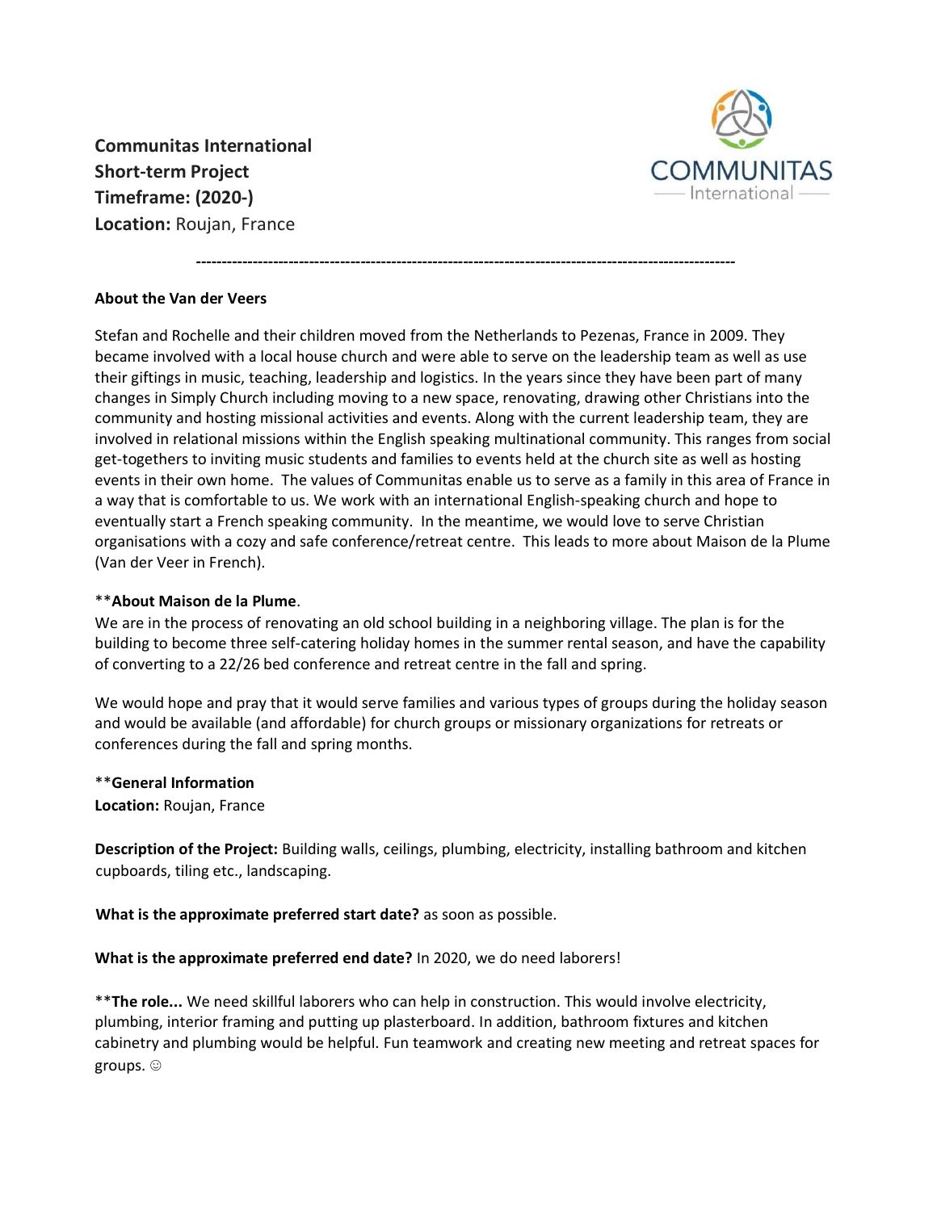**Communitas International**
**Short-term Project**
**Timeframe: (2020-)**
**Location:** Roujan, France

---

**About the Van der Veers**

Stefan and Rochelle and their children moved from the Netherlands to Pezenas, France in 2009. They became involved with a local house church and were able to serve on the leadership team as well as use their giftings in music, teaching, leadership and logistics. In the years since they have been part of many changes in Simply Church including moving to a new space, renovating, drawing other Christians into the community and hosting missional activities and events. Along with the current leadership team, they are involved in relational missions within the English speaking multinational community. This ranges from social get-togethers to inviting music students and families to events held at the church site as well as hosting events in their own home. The values of Communitas enable us to serve as a family in this area of France in a way that is comfortable to us. We work with an international English-speaking church and hope to eventually start a French speaking community. In the meantime, we would love to serve Christian organisations with a cozy and safe conference/retreat centre. This leads to more about Maison de la Plume (Van der Veer in French).

**About Maison de la Plume**.
We are in the process of renovating an old school building in a neighboring village. The plan is for the building to become three self-catering holiday homes in the summer rental season, and have the capability of converting to a 22/26 bed conference and retreat centre in the fall and spring.

We would hope and pray that it would serve families and various types of groups during the holiday season and would be available (and affordable) for church groups or missionary organizations for retreats or conferences during the fall and spring months.

**General Information**
**Location:** Roujan, France

**Description of the Project:** Building walls, ceilings, plumbing, electricity, installing bathroom and kitchen cupboards, tiling etc., landscaping.

**What is the approximate preferred start date?** as soon as possible.

**What is the approximate preferred end date?** In 2020, we do need laborers!

**The role...** We need skillful laborers who can help in construction. This would involve electricity, plumbing, interior framing and putting up plasterboard. In addition, bathroom fixtures and kitchen cabinetry and plumbing would be helpful. Fun teamwork and creating new meeting and retreat spaces for groups. ☺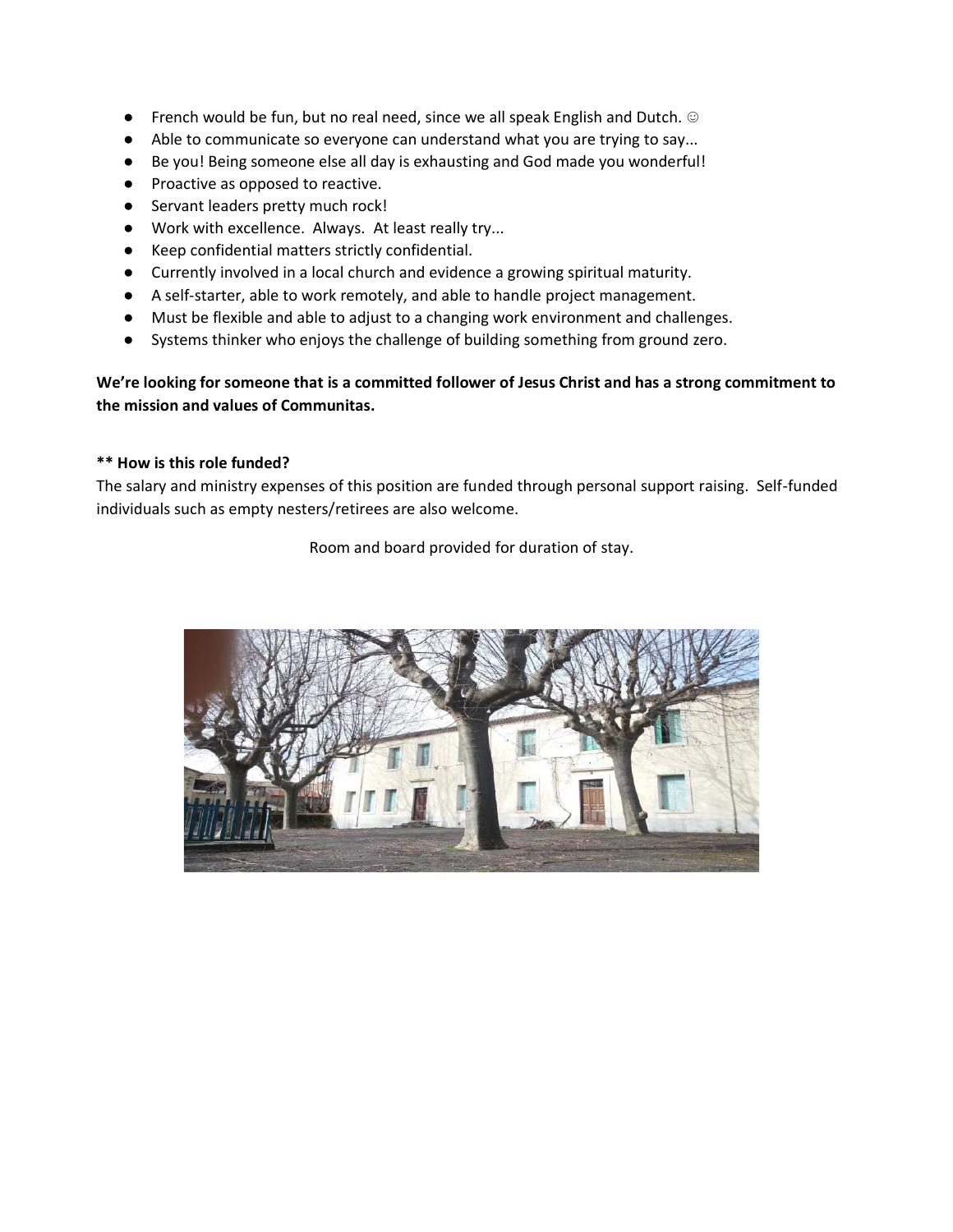- French would be fun, but no real need, since we all speak English and Dutch. ☺
- Able to communicate so everyone can understand what you are trying to say...
- Be you! Being someone else all day is exhausting and God made you wonderful!
- Proactive as opposed to reactive.
- Servant leaders pretty much rock!
- Work with excellence. Always. At least really try...
- Keep confidential matters strictly confidential.
- Currently involved in a local church and evidence a growing spiritual maturity.
- A self-starter, able to work remotely, and able to handle project management.
- Must be flexible and able to adjust to a changing work environment and challenges.
- Systems thinker who enjoys the challenge of building something from ground zero.

**We're looking for someone that is a committed follower of Jesus Christ and has a strong commitment to the mission and values of Communitas.**

**** How is this role funded?**

The salary and ministry expenses of this position are funded through personal support raising. Self-funded individuals such as empty nesters/retirees are also welcome.

Room and board provided for duration of stay.